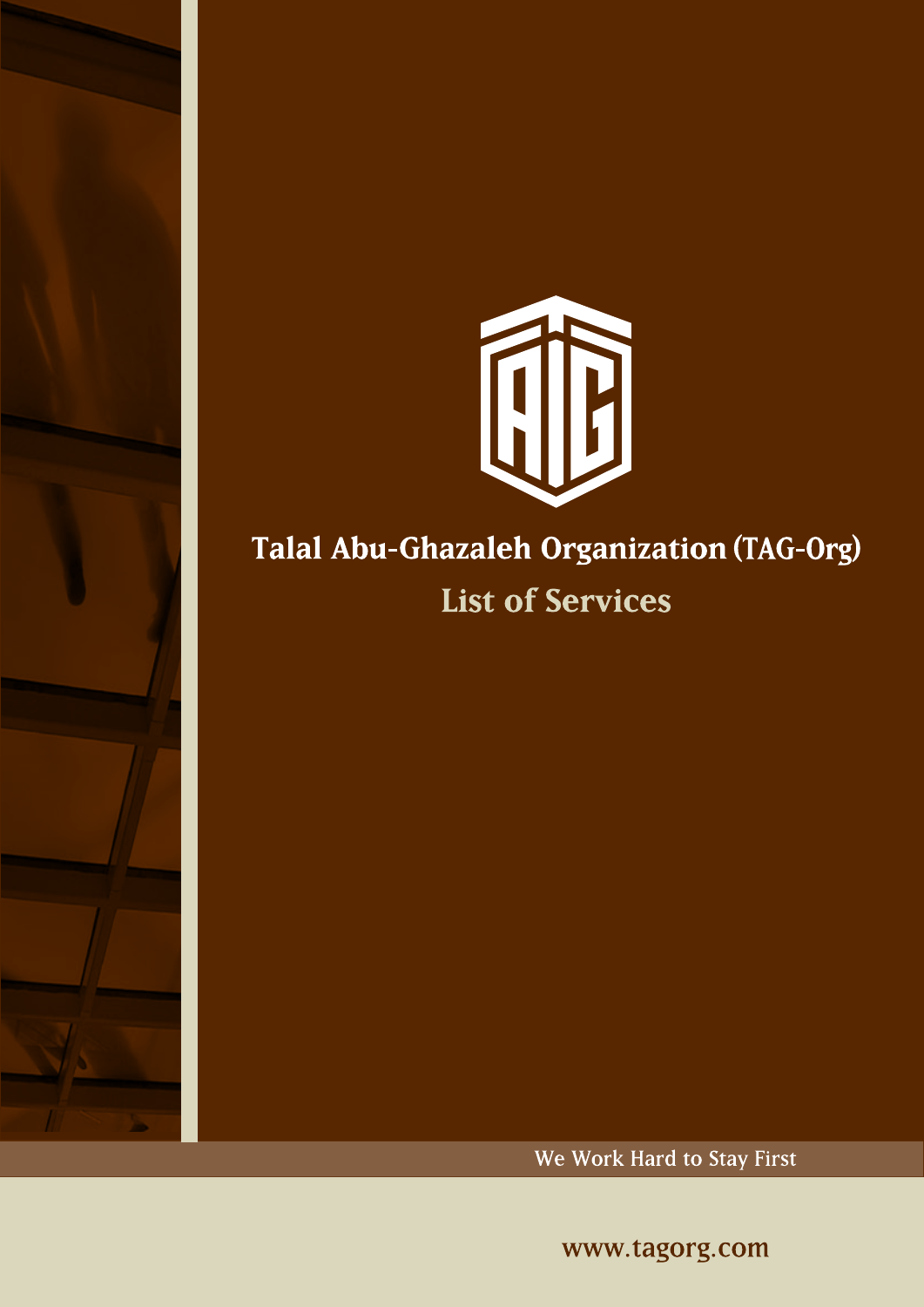# Talal Abu-Ghazaleh Organization (TAG-Org)

## List of Services

We Work Hard to Stay First

www.tagorg.com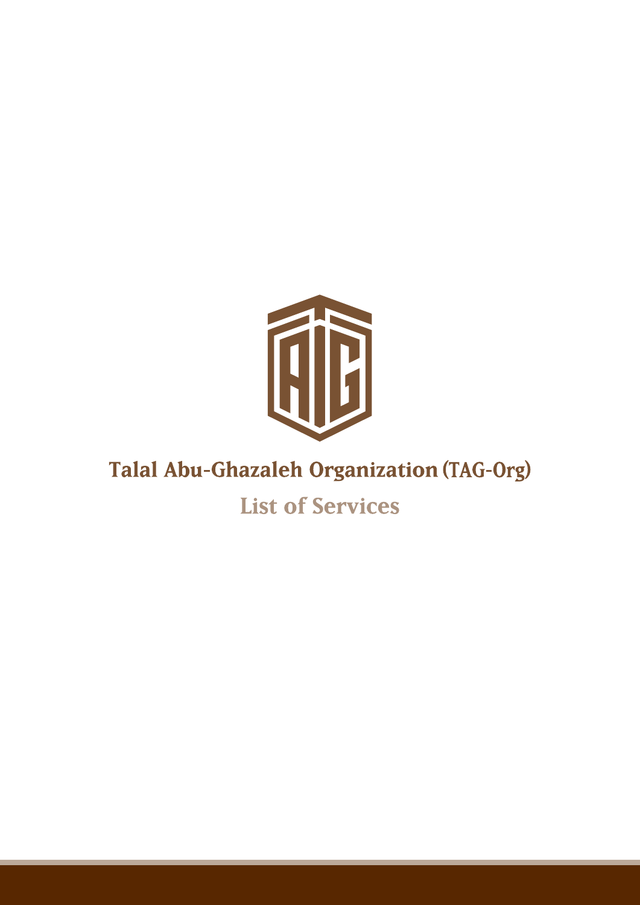# Talal Abu-Ghazaleh Organization (TAG-Org)

## List of Services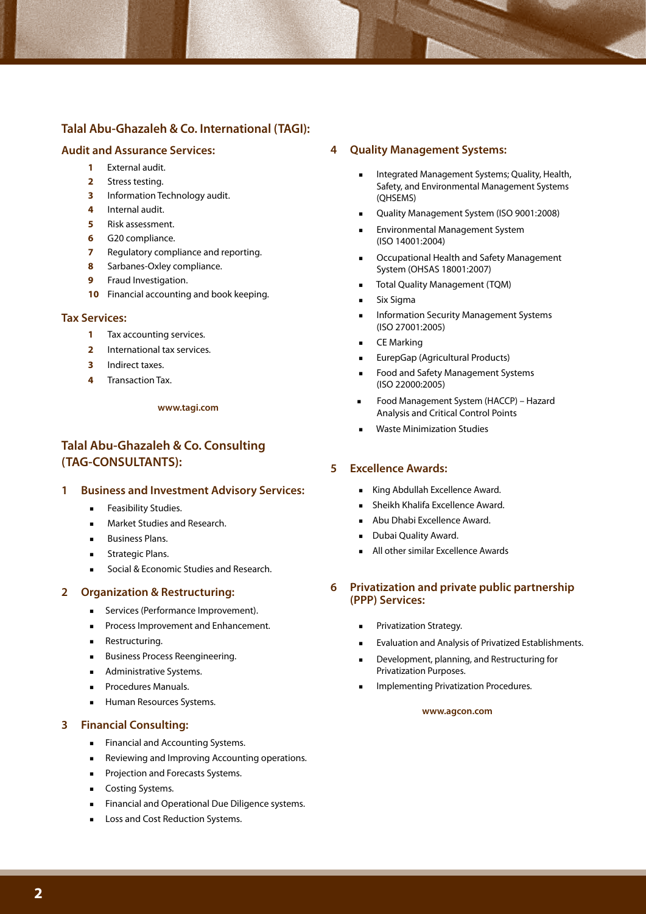## Talal Abu-Ghazaleh & Co. International (TAGI):

### Audit and Assurance Services:

1. External audit.
2. Stress testing.
3. Information Technology audit.
4. Internal audit.
5. Risk assessment.
6. G20 compliance.
7. Regulatory compliance and reporting.
8. Sarbanes-Oxley compliance.
9. Fraud Investigation.
10. Financial accounting and book keeping.

### Tax Services:

1. Tax accounting services.
2. International tax services.
3. Indirect taxes.
4. Transaction Tax.

**www.tagi.com**

## Talal Abu-Ghazaleh & Co. Consulting (TAG-CONSULTANTS):

### 1 Business and Investment Advisory Services:

- Feasibility Studies.
- Market Studies and Research.
- Business Plans.
- Strategic Plans.
- Social & Economic Studies and Research.

### 2 Organization & Restructuring:

- Services (Performance Improvement).
- Process Improvement and Enhancement.
- Restructuring.
- Business Process Reengineering.
- Administrative Systems.
- Procedures Manuals.
- Human Resources Systems.

### 3 Financial Consulting:

- Financial and Accounting Systems.
- Reviewing and Improving Accounting operations.
- Projection and Forecasts Systems.
- Costing Systems.
- Financial and Operational Due Diligence systems.
- Loss and Cost Reduction Systems.

### 4 Quality Management Systems:

- Integrated Management Systems; Quality, Health, Safety, and Environmental Management Systems (QHSEMS)
- Quality Management System (ISO 9001:2008)
- Environmental Management System (ISO 14001:2004)
- Occupational Health and Safety Management System (OHSAS 18001:2007)
- Total Quality Management (TQM)
- Six Sigma
- Information Security Management Systems (ISO 27001:2005)
- CE Marking
- EurepGap (Agricultural Products)
- Food and Safety Management Systems (ISO 22000:2005)
- Food Management System (HACCP) – Hazard Analysis and Critical Control Points
- Waste Minimization Studies

### 5 Excellence Awards:

- King Abdullah Excellence Award.
- Sheikh Khalifa Excellence Award.
- Abu Dhabi Excellence Award.
- Dubai Quality Award.
- All other similar Excellence Awards

### 6 Privatization and private public partnership (PPP) Services:

- Privatization Strategy.
- Evaluation and Analysis of Privatized Establishments.
- Development, planning, and Restructuring for Privatization Purposes.
- Implementing Privatization Procedures.

**www.agcon.com**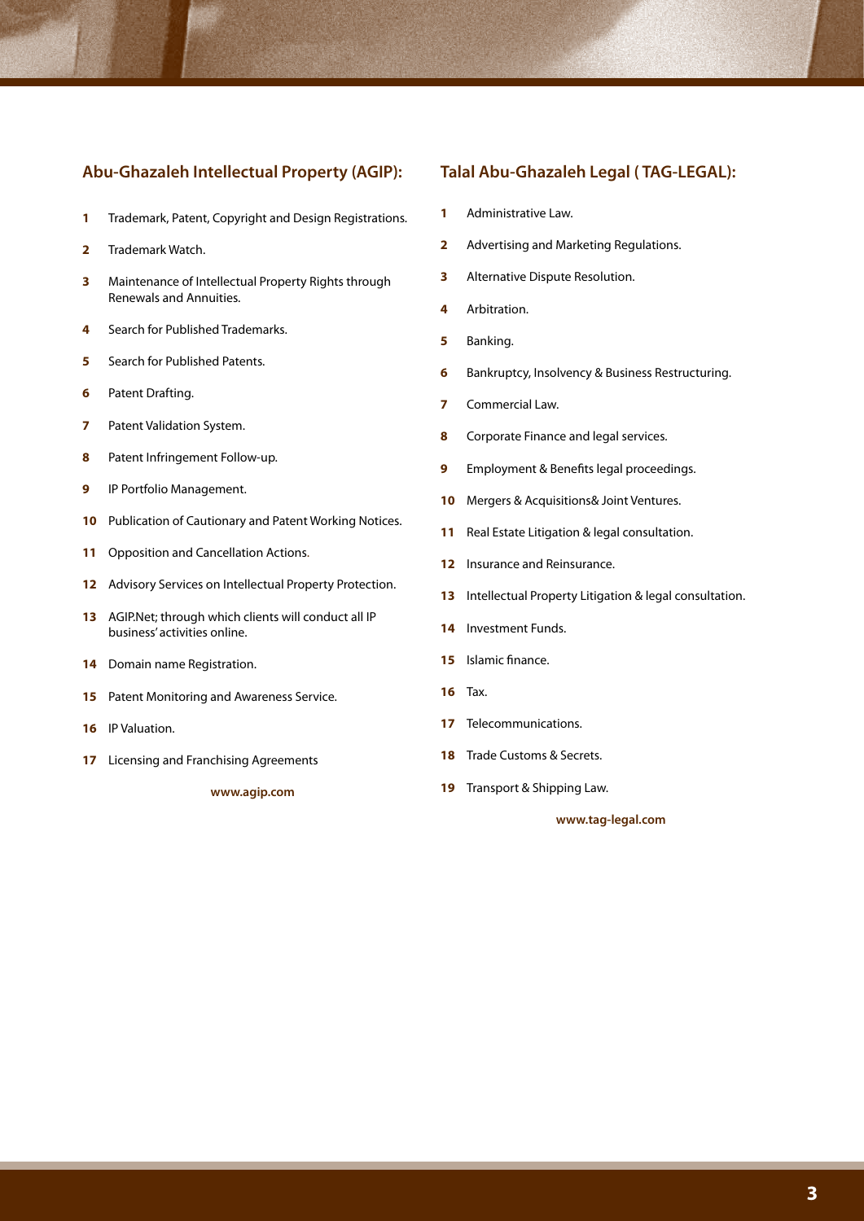## Abu-Ghazaleh Intellectual Property (AGIP):

1. Trademark, Patent, Copyright and Design Registrations.
2. Trademark Watch.
3. Maintenance of Intellectual Property Rights through Renewals and Annuities.
4. Search for Published Trademarks.
5. Search for Published Patents.
6. Patent Drafting.
7. Patent Validation System.
8. Patent Infringement Follow-up.
9. IP Portfolio Management.
10. Publication of Cautionary and Patent Working Notices.
11. Opposition and Cancellation Actions.
12. Advisory Services on Intellectual Property Protection.
13. AGIP.Net; through which clients will conduct all IP business' activities online.
14. Domain name Registration.
15. Patent Monitoring and Awareness Service.
16. IP Valuation.
17. Licensing and Franchising Agreements

**www.agip.com**

## Talal Abu-Ghazaleh Legal ( TAG-LEGAL):

1. Administrative Law.
2. Advertising and Marketing Regulations.
3. Alternative Dispute Resolution.
4. Arbitration.
5. Banking.
6. Bankruptcy, Insolvency & Business Restructuring.
7. Commercial Law.
8. Corporate Finance and legal services.
9. Employment & Benefits legal proceedings.
10. Mergers & Acquisitions& Joint Ventures.
11. Real Estate Litigation & legal consultation.
12. Insurance and Reinsurance.
13. Intellectual Property Litigation & legal consultation.
14. Investment Funds.
15. Islamic finance.
16. Tax.
17. Telecommunications.
18. Trade Customs & Secrets.
19. Transport & Shipping Law.

**www.tag-legal.com**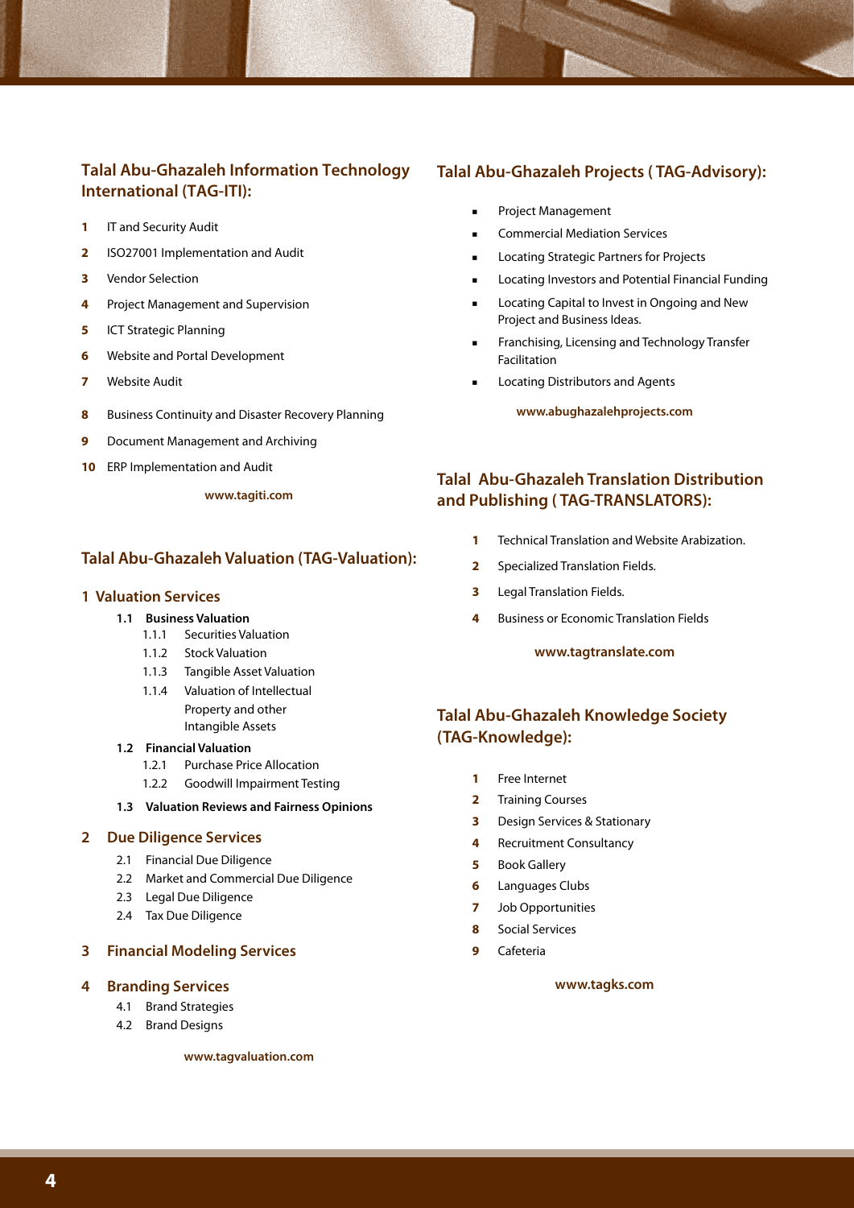## Talal Abu-Ghazaleh Information Technology International (TAG-ITI):

1. IT and Security Audit
2. ISO27001 Implementation and Audit
3. Vendor Selection
4. Project Management and Supervision
5. ICT Strategic Planning
6. Website and Portal Development
7. Website Audit
8. Business Continuity and Disaster Recovery Planning
9. Document Management and Archiving
10. ERP Implementation and Audit

**www.tagiti.com**

## Talal Abu-Ghazaleh Valuation (TAG-Valuation):

### 1 Valuation Services

**1.1 Business Valuation**

- 1.1.1 Securities Valuation
- 1.1.2 Stock Valuation
- 1.1.3 Tangible Asset Valuation
- 1.1.4 Valuation of Intellectual Property and other Intangible Assets

**1.2 Financial Valuation**

- 1.2.1 Purchase Price Allocation
- 1.2.2 Goodwill Impairment Testing

**1.3 Valuation Reviews and Fairness Opinions**

### 2 Due Diligence Services

- 2.1 Financial Due Diligence
- 2.2 Market and Commercial Due Diligence
- 2.3 Legal Due Diligence
- 2.4 Tax Due Diligence

### 3 Financial Modeling Services

### 4 Branding Services

- 4.1 Brand Strategies
- 4.2 Brand Designs

**www.tagvaluation.com**

## Talal Abu-Ghazaleh Projects ( TAG-Advisory):

- Project Management
- Commercial Mediation Services
- Locating Strategic Partners for Projects
- Locating Investors and Potential Financial Funding
- Locating Capital to Invest in Ongoing and New Project and Business Ideas.
- Franchising, Licensing and Technology Transfer Facilitation
- Locating Distributors and Agents

**www.abughazalehprojects.com**

## Talal Abu-Ghazaleh Translation Distribution and Publishing ( TAG-TRANSLATORS):

1. Technical Translation and Website Arabization.
2. Specialized Translation Fields.
3. Legal Translation Fields.
4. Business or Economic Translation Fields

**www.tagtranslate.com**

## Talal Abu-Ghazaleh Knowledge Society (TAG-Knowledge):

1. Free Internet
2. Training Courses
3. Design Services & Stationary
4. Recruitment Consultancy
5. Book Gallery
6. Languages Clubs
7. Job Opportunities
8. Social Services
9. Cafeteria

**www.tagks.com**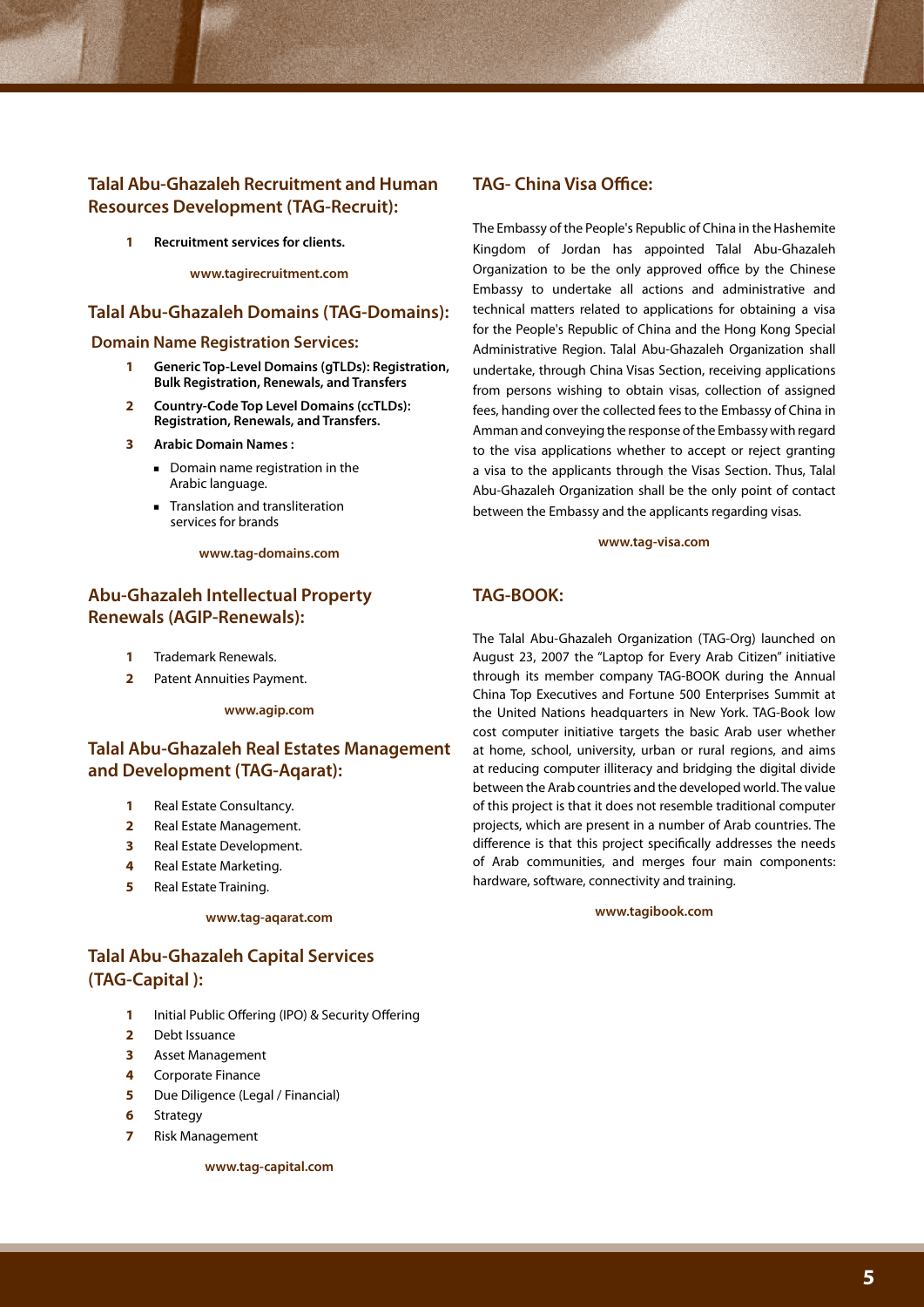## Talal Abu-Ghazaleh Recruitment and Human Resources Development (TAG-Recruit):

1. **Recruitment services for clients.**

**www.tagirecruitment.com**

## Talal Abu-Ghazaleh Domains (TAG-Domains):

### Domain Name Registration Services:

1. **Generic Top-Level Domains (gTLDs): Registration, Bulk Registration, Renewals, and Transfers**
2. **Country-Code Top Level Domains (ccTLDs): Registration, Renewals, and Transfers.**
3. **Arabic Domain Names :**
   - Domain name registration in the Arabic language.
   - Translation and transliteration services for brands

**www.tag-domains.com**

## Abu-Ghazaleh Intellectual Property Renewals (AGIP-Renewals):

1. Trademark Renewals.
2. Patent Annuities Payment.

**www.agip.com**

## Talal Abu-Ghazaleh Real Estates Management and Development (TAG-Aqarat):

1. Real Estate Consultancy.
2. Real Estate Management.
3. Real Estate Development.
4. Real Estate Marketing.
5. Real Estate Training.

**www.tag-aqarat.com**

## Talal Abu-Ghazaleh Capital Services (TAG-Capital ):

1. Initial Public Offering (IPO) & Security Offering
2. Debt Issuance
3. Asset Management
4. Corporate Finance
5. Due Diligence (Legal / Financial)
6. Strategy
7. Risk Management

**www.tag-capital.com**

## TAG- China Visa Office:

The Embassy of the People's Republic of China in the Hashemite Kingdom of Jordan has appointed Talal Abu-Ghazaleh Organization to be the only approved office by the Chinese Embassy to undertake all actions and administrative and technical matters related to applications for obtaining a visa for the People's Republic of China and the Hong Kong Special Administrative Region. Talal Abu-Ghazaleh Organization shall undertake, through China Visas Section, receiving applications from persons wishing to obtain visas, collection of assigned fees, handing over the collected fees to the Embassy of China in Amman and conveying the response of the Embassy with regard to the visa applications whether to accept or reject granting a visa to the applicants through the Visas Section. Thus, Talal Abu-Ghazaleh Organization shall be the only point of contact between the Embassy and the applicants regarding visas.

**www.tag-visa.com**

## TAG-BOOK:

The Talal Abu-Ghazaleh Organization (TAG-Org) launched on August 23, 2007 the "Laptop for Every Arab Citizen" initiative through its member company TAG-BOOK during the Annual China Top Executives and Fortune 500 Enterprises Summit at the United Nations headquarters in New York. TAG-Book low cost computer initiative targets the basic Arab user whether at home, school, university, urban or rural regions, and aims at reducing computer illiteracy and bridging the digital divide between the Arab countries and the developed world. The value of this project is that it does not resemble traditional computer projects, which are present in a number of Arab countries. The difference is that this project specifically addresses the needs of Arab communities, and merges four main components: hardware, software, connectivity and training.

**www.tagibook.com**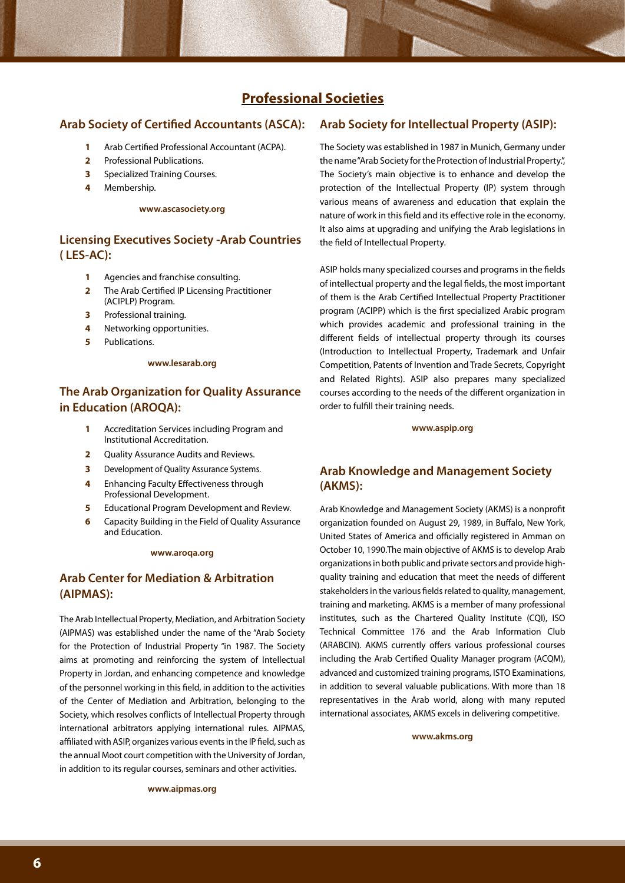# Professional Societies

## Arab Society of Certified Accountants (ASCA):

1. Arab Certified Professional Accountant (ACPA).
2. Professional Publications.
3. Specialized Training Courses.
4. Membership.

**www.ascasociety.org**

## Licensing Executives Society -Arab Countries ( LES-AC):

1. Agencies and franchise consulting.
2. The Arab Certified IP Licensing Practitioner (ACIPLP) Program.
3. Professional training.
4. Networking opportunities.
5. Publications.

**www.lesarab.org**

## The Arab Organization for Quality Assurance in Education (AROQA):

1. Accreditation Services including Program and Institutional Accreditation.
2. Quality Assurance Audits and Reviews.
3. Development of Quality Assurance Systems.
4. Enhancing Faculty Effectiveness through Professional Development.
5. Educational Program Development and Review.
6. Capacity Building in the Field of Quality Assurance and Education.

**www.aroqa.org**

## Arab Center for Mediation & Arbitration (AIPMAS):

The Arab Intellectual Property, Mediation, and Arbitration Society (AIPMAS) was established under the name of the "Arab Society for the Protection of Industrial Property "in 1987. The Society aims at promoting and reinforcing the system of Intellectual Property in Jordan, and enhancing competence and knowledge of the personnel working in this field, in addition to the activities of the Center of Mediation and Arbitration, belonging to the Society, which resolves conflicts of Intellectual Property through international arbitrators applying international rules. AIPMAS, affiliated with ASIP, organizes various events in the IP field, such as the annual Moot court competition with the University of Jordan, in addition to its regular courses, seminars and other activities.

**www.aipmas.org**

## Arab Society for Intellectual Property (ASIP):

The Society was established in 1987 in Munich, Germany under the name "Arab Society for the Protection of Industrial Property.", The Society's main objective is to enhance and develop the protection of the Intellectual Property (IP) system through various means of awareness and education that explain the nature of work in this field and its effective role in the economy. It also aims at upgrading and unifying the Arab legislations in the field of Intellectual Property.

ASIP holds many specialized courses and programs in the fields of intellectual property and the legal fields, the most important of them is the Arab Certified Intellectual Property Practitioner program (ACIPP) which is the first specialized Arabic program which provides academic and professional training in the different fields of intellectual property through its courses (Introduction to Intellectual Property, Trademark and Unfair Competition, Patents of Invention and Trade Secrets, Copyright and Related Rights). ASIP also prepares many specialized courses according to the needs of the different organization in order to fulfill their training needs.

**www.aspip.org**

## Arab Knowledge and Management Society (AKMS):

Arab Knowledge and Management Society (AKMS) is a nonprofit organization founded on August 29, 1989, in Buffalo, New York, United States of America and officially registered in Amman on October 10, 1990.The main objective of AKMS is to develop Arab organizations in both public and private sectors and provide high-quality training and education that meet the needs of different stakeholders in the various fields related to quality, management, training and marketing. AKMS is a member of many professional institutes, such as the Chartered Quality Institute (CQI), ISO Technical Committee 176 and the Arab Information Club (ARABCIN). AKMS currently offers various professional courses including the Arab Certified Quality Manager program (ACQM), advanced and customized training programs, ISTO Examinations, in addition to several valuable publications. With more than 18 representatives in the Arab world, along with many reputed international associates, AKMS excels in delivering competitive.

**www.akms.org**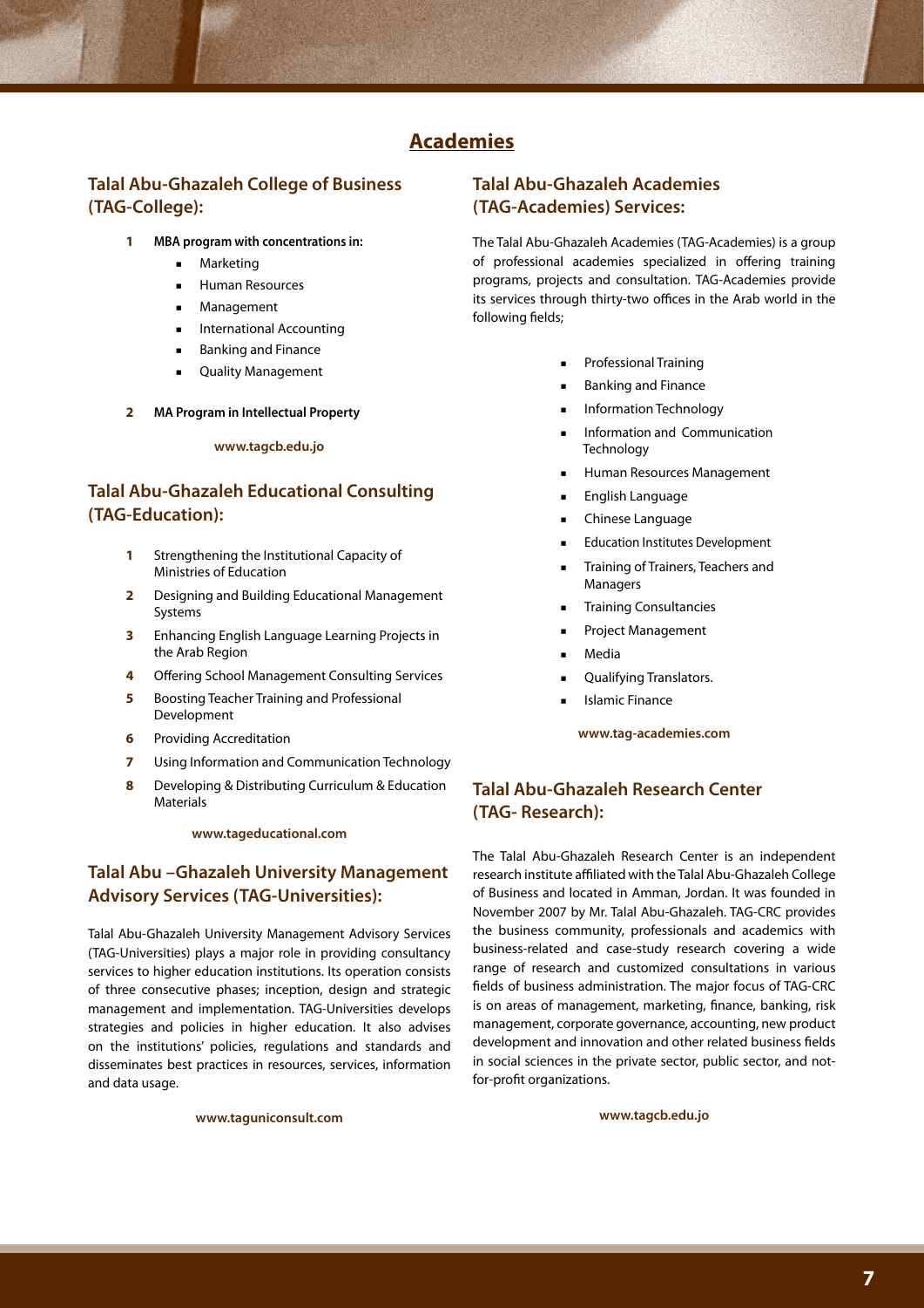# Academies

## Talal Abu-Ghazaleh College of Business (TAG-College):

1. **MBA program with concentrations in:**
   - Marketing
   - Human Resources
   - Management
   - International Accounting
   - Banking and Finance
   - Quality Management
2. **MA Program in Intellectual Property**

**www.tagcb.edu.jo**

## Talal Abu-Ghazaleh Educational Consulting (TAG-Education):

1. Strengthening the Institutional Capacity of Ministries of Education
2. Designing and Building Educational Management Systems
3. Enhancing English Language Learning Projects in the Arab Region
4. Offering School Management Consulting Services
5. Boosting Teacher Training and Professional Development
6. Providing Accreditation
7. Using Information and Communication Technology
8. Developing & Distributing Curriculum & Education Materials

**www.tageducational.com**

## Talal Abu –Ghazaleh University Management Advisory Services (TAG-Universities):

Talal Abu-Ghazaleh University Management Advisory Services (TAG-Universities) plays a major role in providing consultancy services to higher education institutions. Its operation consists of three consecutive phases; inception, design and strategic management and implementation. TAG-Universities develops strategies and policies in higher education. It also advises on the institutions' policies, regulations and standards and disseminates best practices in resources, services, information and data usage.

**www.taguniconsult.com**

## Talal Abu-Ghazaleh Academies (TAG-Academies) Services:

The Talal Abu-Ghazaleh Academies (TAG-Academies) is a group of professional academies specialized in offering training programs, projects and consultation. TAG-Academies provide its services through thirty-two offices in the Arab world in the following fields;

- Professional Training
- Banking and Finance
- Information Technology
- Information and Communication Technology
- Human Resources Management
- English Language
- Chinese Language
- Education Institutes Development
- Training of Trainers, Teachers and Managers
- Training Consultancies
- Project Management
- Media
- Qualifying Translators.
- Islamic Finance

**www.tag-academies.com**

## Talal Abu-Ghazaleh Research Center (TAG- Research):

The Talal Abu-Ghazaleh Research Center is an independent research institute affiliated with the Talal Abu-Ghazaleh College of Business and located in Amman, Jordan. It was founded in November 2007 by Mr. Talal Abu-Ghazaleh. TAG-CRC provides the business community, professionals and academics with business-related and case-study research covering a wide range of research and customized consultations in various fields of business administration. The major focus of TAG-CRC is on areas of management, marketing, finance, banking, risk management, corporate governance, accounting, new product development and innovation and other related business fields in social sciences in the private sector, public sector, and not-for-profit organizations.

**www.tagcb.edu.jo**